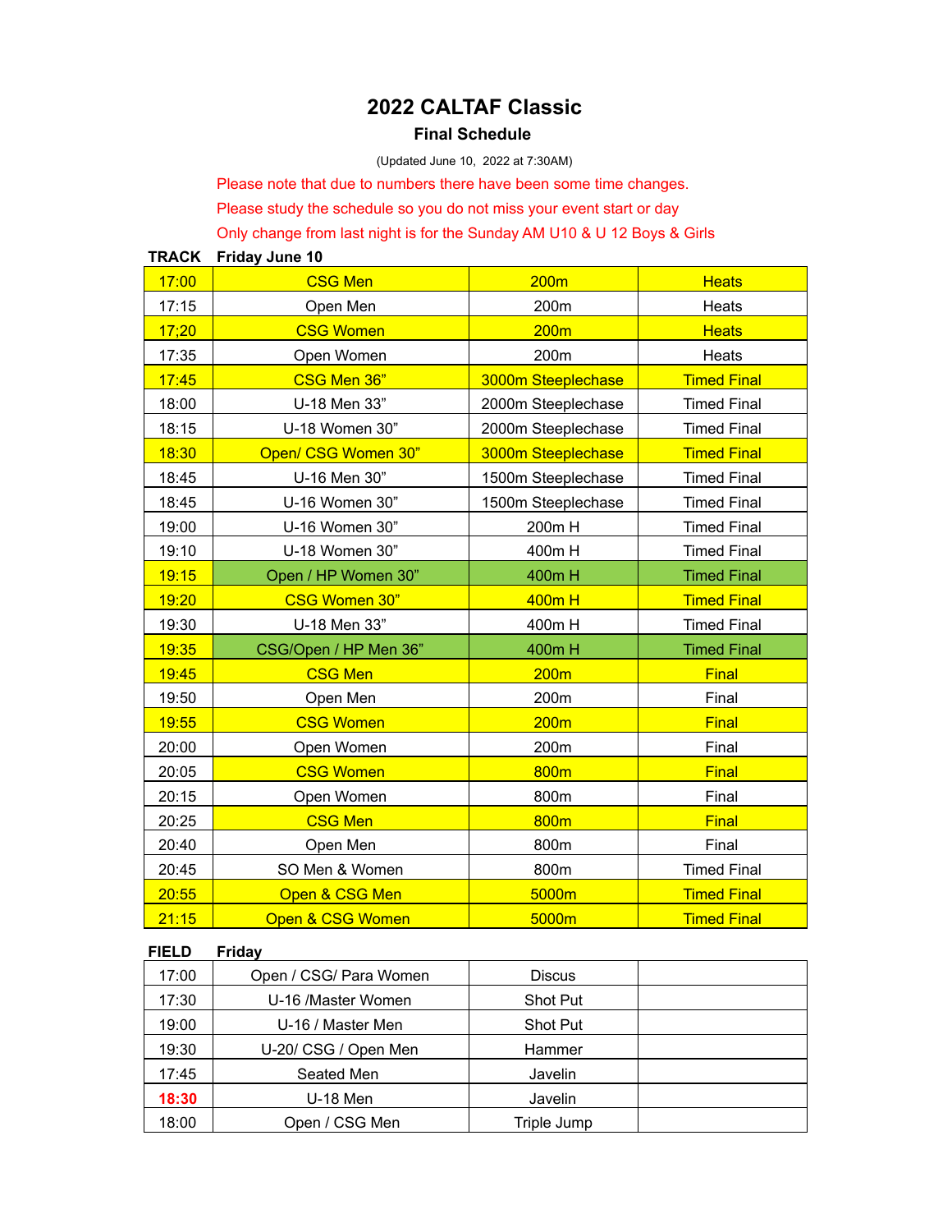# 2022 CALTAF Classic

## Final Schedule

(Updated June 10, 2022 at 7:30AM)

Please note that due to numbers there have been some time changes.

Please study the schedule so you do not miss your event start or day

Only change from last night is for the Sunday AM U10 & U 12 Boys & Girls

**TRACK Friday June 10**

| | | | |
|---|---|---|---|
| 17:00 | CSG Men | 200m | Heats |
| 17:15 | Open Men | 200m | Heats |
| 17;20 | CSG Women | 200m | Heats |
| 17:35 | Open Women | 200m | Heats |
| 17:45 | CSG Men 36” | 3000m Steeplechase | Timed Final |
| 18:00 | U-18 Men 33” | 2000m Steeplechase | Timed Final |
| 18:15 | U-18 Women 30” | 2000m Steeplechase | Timed Final |
| 18:30 | Open/ CSG Women 30” | 3000m Steeplechase | Timed Final |
| 18:45 | U-16 Men 30” | 1500m Steeplechase | Timed Final |
| 18:45 | U-16 Women 30” | 1500m Steeplechase | Timed Final |
| 19:00 | U-16 Women 30” | 200m H | Timed Final |
| 19:10 | U-18 Women 30” | 400m H | Timed Final |
| 19:15 | Open / HP Women 30” | 400m H | Timed Final |
| 19:20 | CSG Women 30” | 400m H | Timed Final |
| 19:30 | U-18 Men 33” | 400m H | Timed Final |
| 19:35 | CSG/Open / HP Men 36” | 400m H | Timed Final |
| 19:45 | CSG Men | 200m | Final |
| 19:50 | Open Men | 200m | Final |
| 19:55 | CSG Women | 200m | Final |
| 20:00 | Open Women | 200m | Final |
| 20:05 | CSG Women | 800m | Final |
| 20:15 | Open Women | 800m | Final |
| 20:25 | CSG Men | 800m | Final |
| 20:40 | Open Men | 800m | Final |
| 20:45 | SO Men & Women | 800m | Timed Final |
| 20:55 | Open & CSG Men | 5000m | Timed Final |
| 21:15 | Open & CSG Women | 5000m | Timed Final |

**FIELD Friday**

| | | | |
|---|---|---|---|
| 17:00 | Open / CSG/ Para Women | Discus | |
| 17:30 | U-16 /Master Women | Shot Put | |
| 19:00 | U-16 / Master Men | Shot Put | |
| 19:30 | U-20/ CSG / Open Men | Hammer | |
| 17:45 | Seated Men | Javelin | |
| **18:30** | U-18 Men | Javelin | |
| 18:00 | Open / CSG Men | Triple Jump | |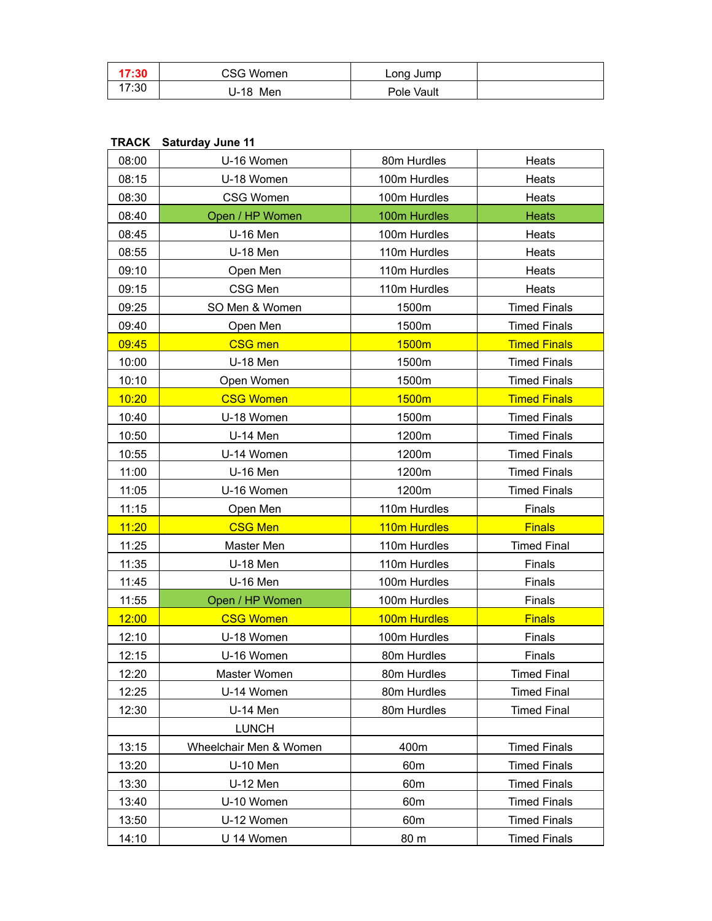| 17:30 | CSG Women | Long Jump | |
|---|---|---|---|
| 17:30 | U-18 Men | Pole Vault | |

**TRACK Saturday June 11**

| | | | |
|---|---|---|---|
| 08:00 | U-16 Women | 80m Hurdles | Heats |
| 08:15 | U-18 Women | 100m Hurdles | Heats |
| 08:30 | CSG Women | 100m Hurdles | Heats |
| 08:40 | Open / HP Women | 100m Hurdles | Heats |
| 08:45 | U-16 Men | 100m Hurdles | Heats |
| 08:55 | U-18 Men | 110m Hurdles | Heats |
| 09:10 | Open Men | 110m Hurdles | Heats |
| 09:15 | CSG Men | 110m Hurdles | Heats |
| 09:25 | SO Men & Women | 1500m | Timed Finals |
| 09:40 | Open Men | 1500m | Timed Finals |
| 09:45 | CSG men | 1500m | Timed Finals |
| 10:00 | U-18 Men | 1500m | Timed Finals |
| 10:10 | Open Women | 1500m | Timed Finals |
| 10:20 | CSG Women | 1500m | Timed Finals |
| 10:40 | U-18 Women | 1500m | Timed Finals |
| 10:50 | U-14 Men | 1200m | Timed Finals |
| 10:55 | U-14 Women | 1200m | Timed Finals |
| 11:00 | U-16 Men | 1200m | Timed Finals |
| 11:05 | U-16 Women | 1200m | Timed Finals |
| 11:15 | Open Men | 110m Hurdles | Finals |
| 11:20 | CSG Men | 110m Hurdles | Finals |
| 11:25 | Master Men | 110m Hurdles | Timed Final |
| 11:35 | U-18 Men | 110m Hurdles | Finals |
| 11:45 | U-16 Men | 100m Hurdles | Finals |
| 11:55 | Open / HP Women | 100m Hurdles | Finals |
| 12:00 | CSG Women | 100m Hurdles | Finals |
| 12:10 | U-18 Women | 100m Hurdles | Finals |
| 12:15 | U-16 Women | 80m Hurdles | Finals |
| 12:20 | Master Women | 80m Hurdles | Timed Final |
| 12:25 | U-14 Women | 80m Hurdles | Timed Final |
| 12:30 | U-14 Men | 80m Hurdles | Timed Final |
| | LUNCH | | |
| 13:15 | Wheelchair Men & Women | 400m | Timed Finals |
| 13:20 | U-10 Men | 60m | Timed Finals |
| 13:30 | U-12 Men | 60m | Timed Finals |
| 13:40 | U-10 Women | 60m | Timed Finals |
| 13:50 | U-12 Women | 60m | Timed Finals |
| 14:10 | U 14 Women | 80 m | Timed Finals |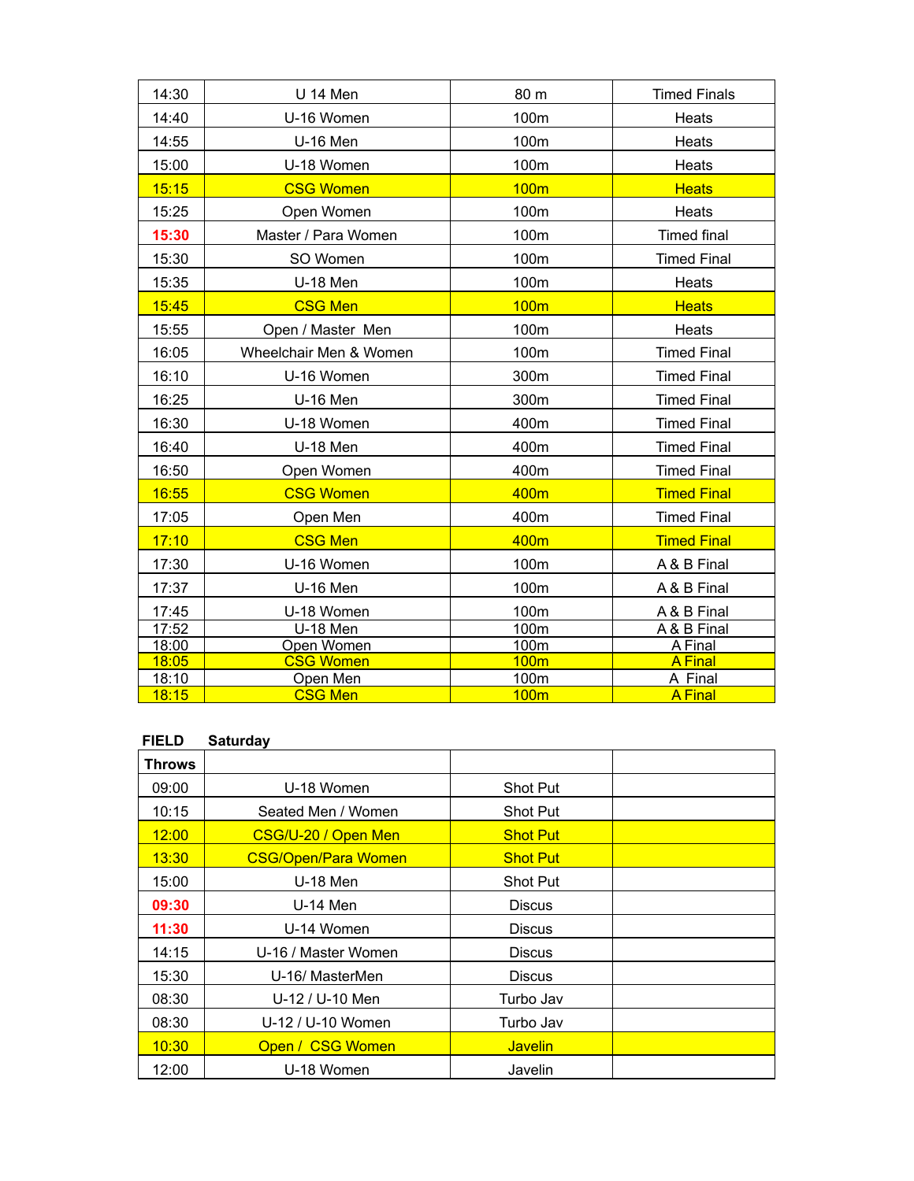| 14:30 | U 14 Men | 80 m | Timed Finals |
|---|---|---|---|
| 14:40 | U-16 Women | 100m | Heats |
| 14:55 | U-16 Men | 100m | Heats |
| 15:00 | U-18 Women | 100m | Heats |
| 15:15 | CSG Women | 100m | Heats |
| 15:25 | Open Women | 100m | Heats |
| 15:30 | Master / Para Women | 100m | Timed final |
| 15:30 | SO Women | 100m | Timed Final |
| 15:35 | U-18 Men | 100m | Heats |
| 15:45 | CSG Men | 100m | Heats |
| 15:55 | Open / Master Men | 100m | Heats |
| 16:05 | Wheelchair Men & Women | 100m | Timed Final |
| 16:10 | U-16 Women | 300m | Timed Final |
| 16:25 | U-16 Men | 300m | Timed Final |
| 16:30 | U-18 Women | 400m | Timed Final |
| 16:40 | U-18 Men | 400m | Timed Final |
| 16:50 | Open Women | 400m | Timed Final |
| 16:55 | CSG Women | 400m | Timed Final |
| 17:05 | Open Men | 400m | Timed Final |
| 17:10 | CSG Men | 400m | Timed Final |
| 17:30 | U-16 Women | 100m | A & B Final |
| 17:37 | U-16 Men | 100m | A & B Final |
| 17:45 | U-18 Women | 100m | A & B Final |
| 17:52 | U-18 Men | 100m | A & B Final |
| 18:00 | Open Women | 100m | A Final |
| 18:05 | CSG Women | 100m | A Final |
| 18:10 | Open Men | 100m | A Final |
| 18:15 | CSG Men | 100m | A Final |

**FIELD Saturday**

| **Throws** | | | |
|---|---|---|---|
| 09:00 | U-18 Women | Shot Put | |
| 10:15 | Seated Men / Women | Shot Put | |
| 12:00 | CSG/U-20 / Open Men | Shot Put | |
| 13:30 | CSG/Open/Para Women | Shot Put | |
| 15:00 | U-18 Men | Shot Put | |
| 09:30 | U-14 Men | Discus | |
| 11:30 | U-14 Women | Discus | |
| 14:15 | U-16 / Master Women | Discus | |
| 15:30 | U-16/ MasterMen | Discus | |
| 08:30 | U-12 / U-10 Men | Turbo Jav | |
| 08:30 | U-12 / U-10 Women | Turbo Jav | |
| 10:30 | Open / CSG Women | Javelin | |
| 12:00 | U-18 Women | Javelin | |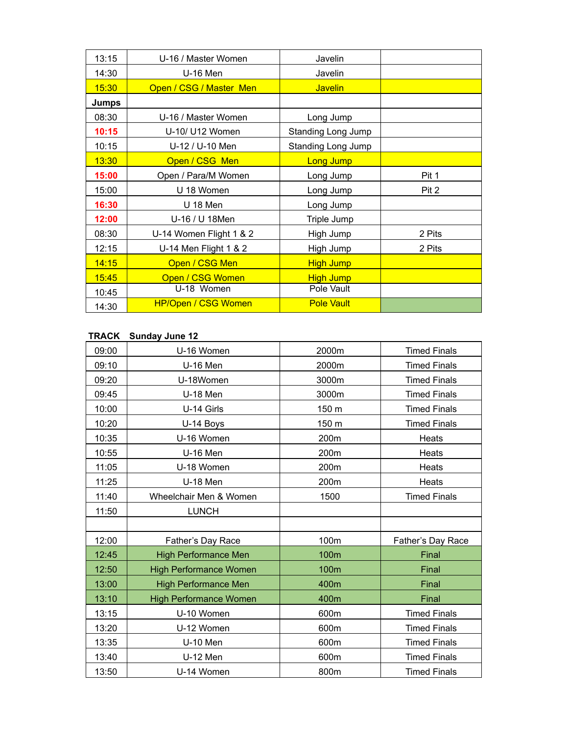| 13:15 | U-16 / Master Women | Javelin | |
|---|---|---|---|
| 14:30 | U-16 Men | Javelin | |
| 15:30 | Open / CSG / Master Men | Javelin | |
| **Jumps** | | | |
| 08:30 | U-16 / Master Women | Long Jump | |
| 10:15 | U-10/ U12 Women | Standing Long Jump | |
| 10:15 | U-12 / U-10 Men | Standing Long Jump | |
| 13:30 | Open / CSG Men | Long Jump | |
| 15:00 | Open / Para/M Women | Long Jump | Pit 1 |
| 15:00 | U 18 Women | Long Jump | Pit 2 |
| 16:30 | U 18 Men | Long Jump | |
| 12:00 | U-16 / U 18Men | Triple Jump | |
| 08:30 | U-14 Women Flight 1 & 2 | High Jump | 2 Pits |
| 12:15 | U-14 Men Flight 1 & 2 | High Jump | 2 Pits |
| 14:15 | Open / CSG Men | High Jump | |
| 15:45 | Open / CSG Women | High Jump | |
| 10:45 | U-18 Women | Pole Vault | |
| 14:30 | HP/Open / CSG Women | Pole Vault | |

**TRACK Sunday June 12**

| 09:00 | U-16 Women | 2000m | Timed Finals |
|---|---|---|---|
| 09:10 | U-16 Men | 2000m | Timed Finals |
| 09:20 | U-18Women | 3000m | Timed Finals |
| 09:45 | U-18 Men | 3000m | Timed Finals |
| 10:00 | U-14 Girls | 150 m | Timed Finals |
| 10:20 | U-14 Boys | 150 m | Timed Finals |
| 10:35 | U-16 Women | 200m | Heats |
| 10:55 | U-16 Men | 200m | Heats |
| 11:05 | U-18 Women | 200m | Heats |
| 11:25 | U-18 Men | 200m | Heats |
| 11:40 | Wheelchair Men & Women | 1500 | Timed Finals |
| 11:50 | LUNCH | | |
| | | | |
| 12:00 | Father's Day Race | 100m | Father's Day Race |
| 12:45 | High Performance Men | 100m | Final |
| 12:50 | High Performance Women | 100m | Final |
| 13:00 | High Performance Men | 400m | Final |
| 13:10 | High Performance Women | 400m | Final |
| 13:15 | U-10 Women | 600m | Timed Finals |
| 13:20 | U-12 Women | 600m | Timed Finals |
| 13:35 | U-10 Men | 600m | Timed Finals |
| 13:40 | U-12 Men | 600m | Timed Finals |
| 13:50 | U-14 Women | 800m | Timed Finals |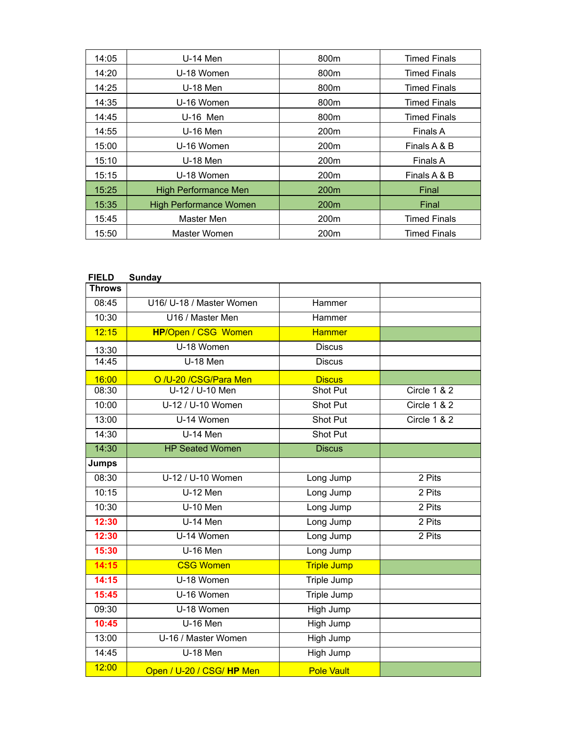| | | | |
|---|---|---|---|
| 14:05 | U-14 Men | 800m | Timed Finals |
| 14:20 | U-18 Women | 800m | Timed Finals |
| 14:25 | U-18 Men | 800m | Timed Finals |
| 14:35 | U-16 Women | 800m | Timed Finals |
| 14:45 | U-16 Men | 800m | Timed Finals |
| 14:55 | U-16 Men | 200m | Finals A |
| 15:00 | U-16 Women | 200m | Finals A & B |
| 15:10 | U-18 Men | 200m | Finals A |
| 15:15 | U-18 Women | 200m | Finals A & B |
| 15:25 | High Performance Men | 200m | Final |
| 15:35 | High Performance Women | 200m | Final |
| 15:45 | Master Men | 200m | Timed Finals |
| 15:50 | Master Women | 200m | Timed Finals |

**FIELD** **Sunday**

| | | | |
|---|---|---|---|
| **Throws** | | | |
| 08:45 | U16/ U-18 / Master Women | Hammer | |
| 10:30 | U16 / Master Men | Hammer | |
| 12:15 | **HP**/Open / CSG Women | Hammer | |
| 13:30 | U-18 Women | Discus | |
| 14:45 | U-18 Men | Discus | |
| 16:00 | O /U-20 /CSG/Para Men | Discus | |
| 08:30 | U-12 / U-10 Men | Shot Put | Circle 1 & 2 |
| 10:00 | U-12 / U-10 Women | Shot Put | Circle 1 & 2 |
| 13:00 | U-14 Women | Shot Put | Circle 1 & 2 |
| 14:30 | U-14 Men | Shot Put | |
| 14:30 | HP Seated Women | Discus | |
| **Jumps** | | | |
| 08:30 | U-12 / U-10 Women | Long Jump | 2 Pits |
| 10:15 | U-12 Men | Long Jump | 2 Pits |
| 10:30 | U-10 Men | Long Jump | 2 Pits |
| 12:30 | U-14 Men | Long Jump | 2 Pits |
| 12:30 | U-14 Women | Long Jump | 2 Pits |
| 15:30 | U-16 Men | Long Jump | |
| 14:15 | CSG Women | Triple Jump | |
| 14:15 | U-18 Women | Triple Jump | |
| 15:45 | U-16 Women | Triple Jump | |
| 09:30 | U-18 Women | High Jump | |
| 10:45 | U-16 Men | High Jump | |
| 13:00 | U-16 / Master Women | High Jump | |
| 14:45 | U-18 Men | High Jump | |
| 12:00 | Open / U-20 / CSG/ **HP** Men | Pole Vault | |